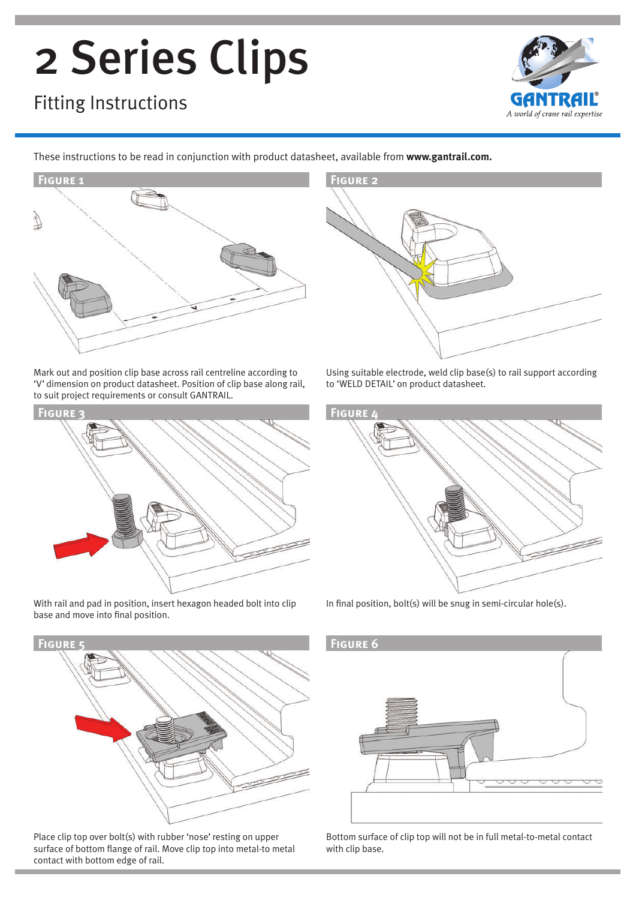# 2 Series Clips

## Fitting Instructions

GANTRAIL®
*A world of crane rail expertise*

These instructions to be read in conjunction with product datasheet, available from **www.gantrail.com.**

### Figure 1

Mark out and position clip base across rail centreline according to 'V' dimension on product datasheet. Position of clip base along rail, to suit project requirements or consult GANTRAIL.

### Figure 2

Using suitable electrode, weld clip base(s) to rail support according to 'WELD DETAIL' on product datasheet.

### Figure 3

With rail and pad in position, insert hexagon headed bolt into clip base and move into final position.

### Figure 4

In final position, bolt(s) will be snug in semi-circular hole(s).

### Figure 5

Place clip top over bolt(s) with rubber 'nose' resting on upper surface of bottom flange of rail. Move clip top into metal-to metal contact with bottom edge of rail.

### Figure 6

Bottom surface of clip top will not be in full metal-to-metal contact with clip base.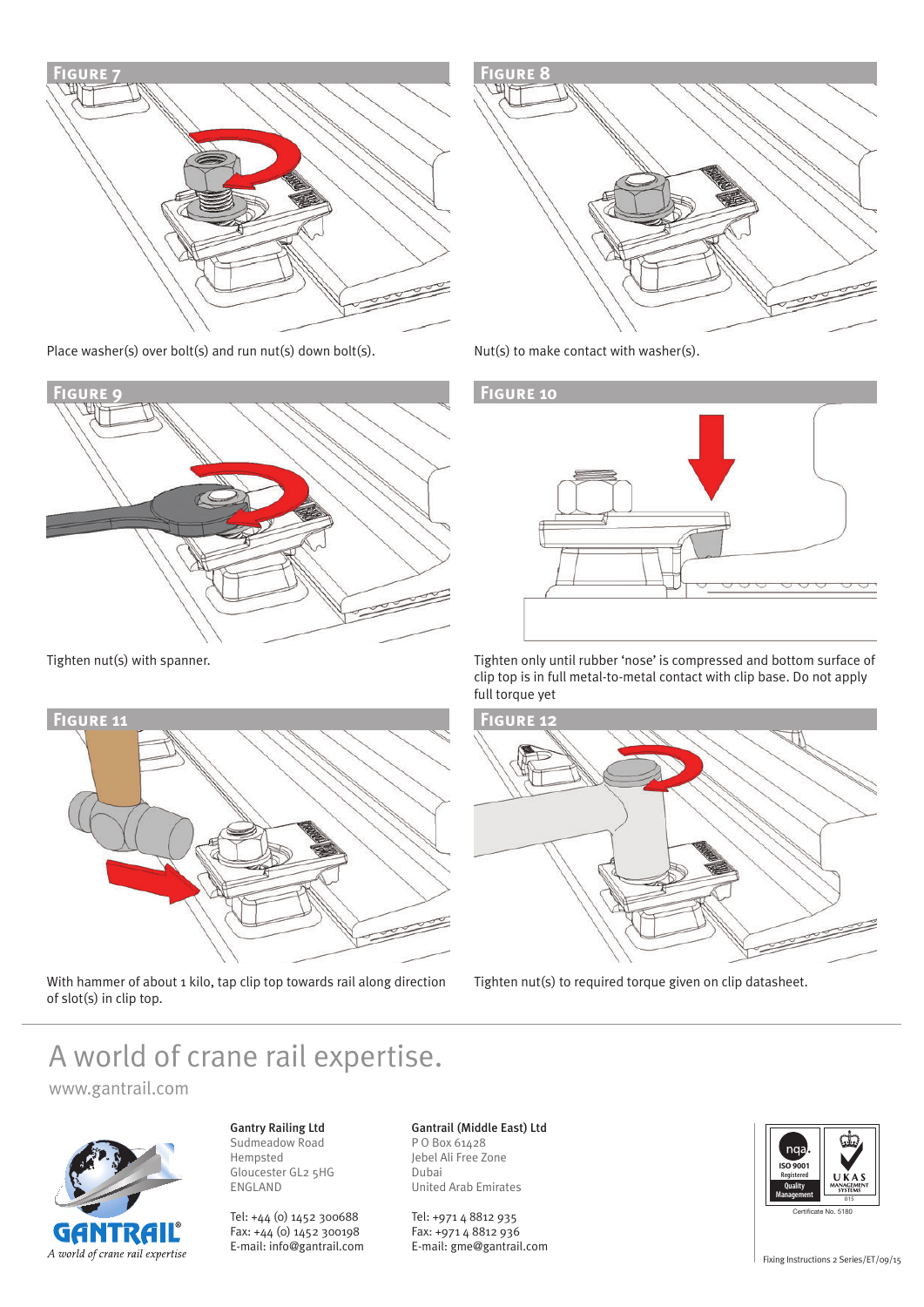## Figure 7

Place washer(s) over bolt(s) and run nut(s) down bolt(s).

## Figure 8

Nut(s) to make contact with washer(s).

## Figure 9

Tighten nut(s) with spanner.

## Figure 10

Tighten only until rubber 'nose' is compressed and bottom surface of clip top is in full metal-to-metal contact with clip base. Do not apply full torque yet

## Figure 11

With hammer of about 1 kilo, tap clip top towards rail along direction of slot(s) in clip top.

## Figure 12

Tighten nut(s) to required torque given on clip datasheet.

# A world of crane rail expertise.

www.gantrail.com

GANTRAIL®
*A world of crane rail expertise*

**Gantry Railing Ltd**
Sudmeadow Road
Hempsted
Gloucester GL2 5HG
ENGLAND

Tel: +44 (0) 1452 300688
Fax: +44 (0) 1452 300198
E-mail: info@gantrail.com

**Gantrail (Middle East) Ltd**
P O Box 61428
Jebel Ali Free Zone
Dubai
United Arab Emirates

Tel: +971 4 8812 935
Fax: +971 4 8812 936
E-mail: gme@gantrail.com

nqa. ISO 9001 Registered Quality Management
UKAS Management Systems 015
Certificate No. 5180

Fixing Instructions 2 Series/ET/09/15